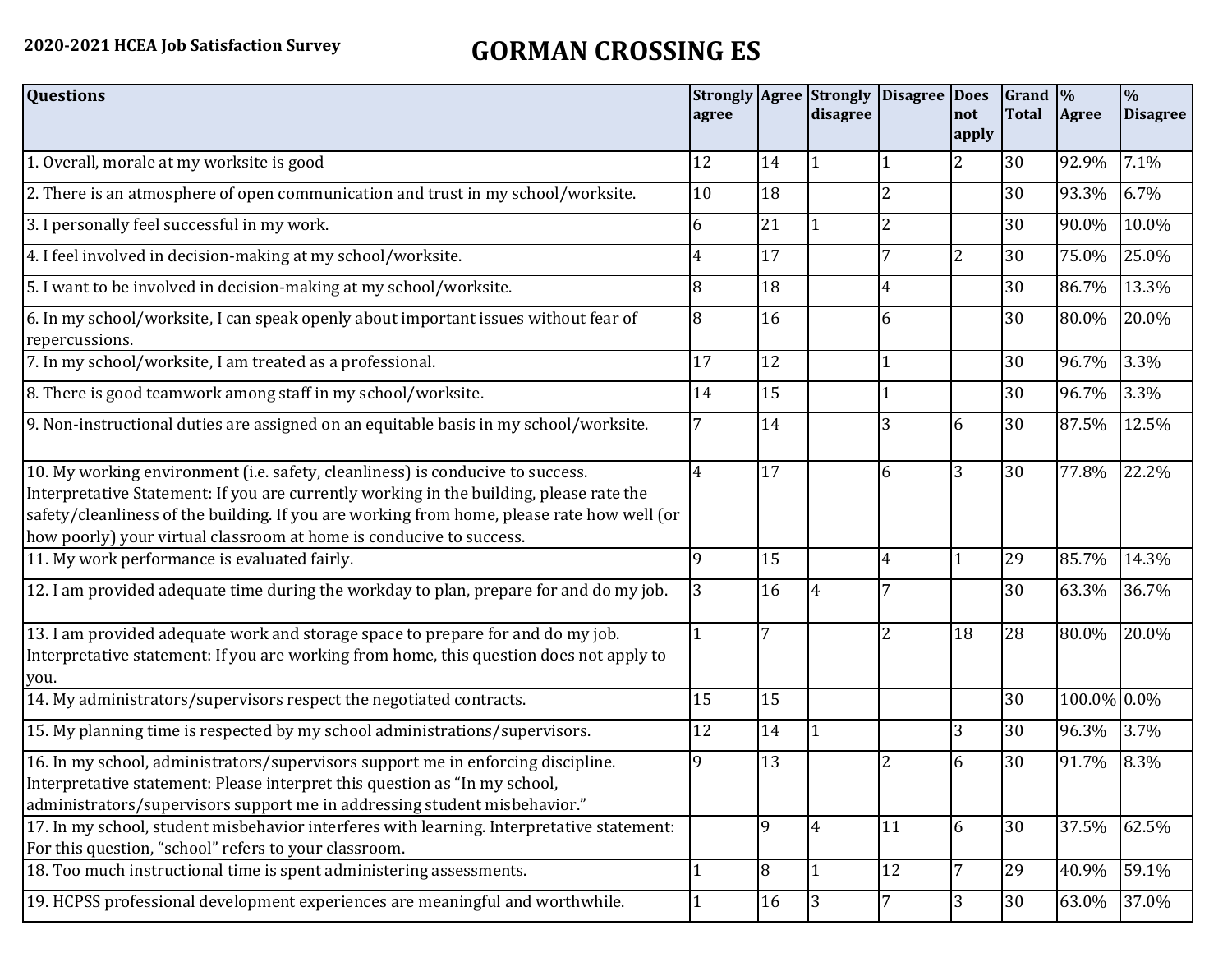**2020-2021 HCEA Job Satisfaction Survey**

# GORMAN CROSSING ES

| Questions | Strongly agree | Agree | Strongly disagree | Disagree | Does not apply | Grand Total | % Agree | % Disagree |
|---|---|---|---|---|---|---|---|---|
| 1. Overall, morale at my worksite is good | 12 | 14 | 1 | 1 | 2 | 30 | 92.9% | 7.1% |
| 2. There is an atmosphere of open communication and trust in my school/worksite. | 10 | 18 | | 2 | | 30 | 93.3% | 6.7% |
| 3. I personally feel successful in my work. | 6 | 21 | 1 | 2 | | 30 | 90.0% | 10.0% |
| 4. I feel involved in decision-making at my school/worksite. | 4 | 17 | | 7 | 2 | 30 | 75.0% | 25.0% |
| 5. I want to be involved in decision-making at my school/worksite. | 8 | 18 | | 4 | | 30 | 86.7% | 13.3% |
| 6. In my school/worksite, I can speak openly about important issues without fear of repercussions. | 8 | 16 | | 6 | | 30 | 80.0% | 20.0% |
| 7. In my school/worksite, I am treated as a professional. | 17 | 12 | | 1 | | 30 | 96.7% | 3.3% |
| 8. There is good teamwork among staff in my school/worksite. | 14 | 15 | | 1 | | 30 | 96.7% | 3.3% |
| 9. Non-instructional duties are assigned on an equitable basis in my school/worksite. | 7 | 14 | | 3 | 6 | 30 | 87.5% | 12.5% |
| 10. My working environment (i.e. safety, cleanliness) is conducive to success. Interpretative Statement: If you are currently working in the building, please rate the safety/cleanliness of the building. If you are working from home, please rate how well (or how poorly) your virtual classroom at home is conducive to success. | 4 | 17 | | 6 | 3 | 30 | 77.8% | 22.2% |
| 11. My work performance is evaluated fairly. | 9 | 15 | | 4 | 1 | 29 | 85.7% | 14.3% |
| 12. I am provided adequate time during the workday to plan, prepare for and do my job. | 3 | 16 | 4 | 7 | | 30 | 63.3% | 36.7% |
| 13. I am provided adequate work and storage space to prepare for and do my job. Interpretative statement: If you are working from home, this question does not apply to you. | 1 | 7 | | 2 | 18 | 28 | 80.0% | 20.0% |
| 14. My administrators/supervisors respect the negotiated contracts. | 15 | 15 | | | | 30 | 100.0% | 0.0% |
| 15. My planning time is respected by my school administrations/supervisors. | 12 | 14 | 1 | | 3 | 30 | 96.3% | 3.7% |
| 16. In my school, administrators/supervisors support me in enforcing discipline. Interpretative statement: Please interpret this question as "In my school, administrators/supervisors support me in addressing student misbehavior." | 9 | 13 | | 2 | 6 | 30 | 91.7% | 8.3% |
| 17. In my school, student misbehavior interferes with learning. Interpretative statement: For this question, "school" refers to your classroom. | | 9 | 4 | 11 | 6 | 30 | 37.5% | 62.5% |
| 18. Too much instructional time is spent administering assessments. | 1 | 8 | 1 | 12 | 7 | 29 | 40.9% | 59.1% |
| 19. HCPSS professional development experiences are meaningful and worthwhile. | 1 | 16 | 3 | 7 | 3 | 30 | 63.0% | 37.0% |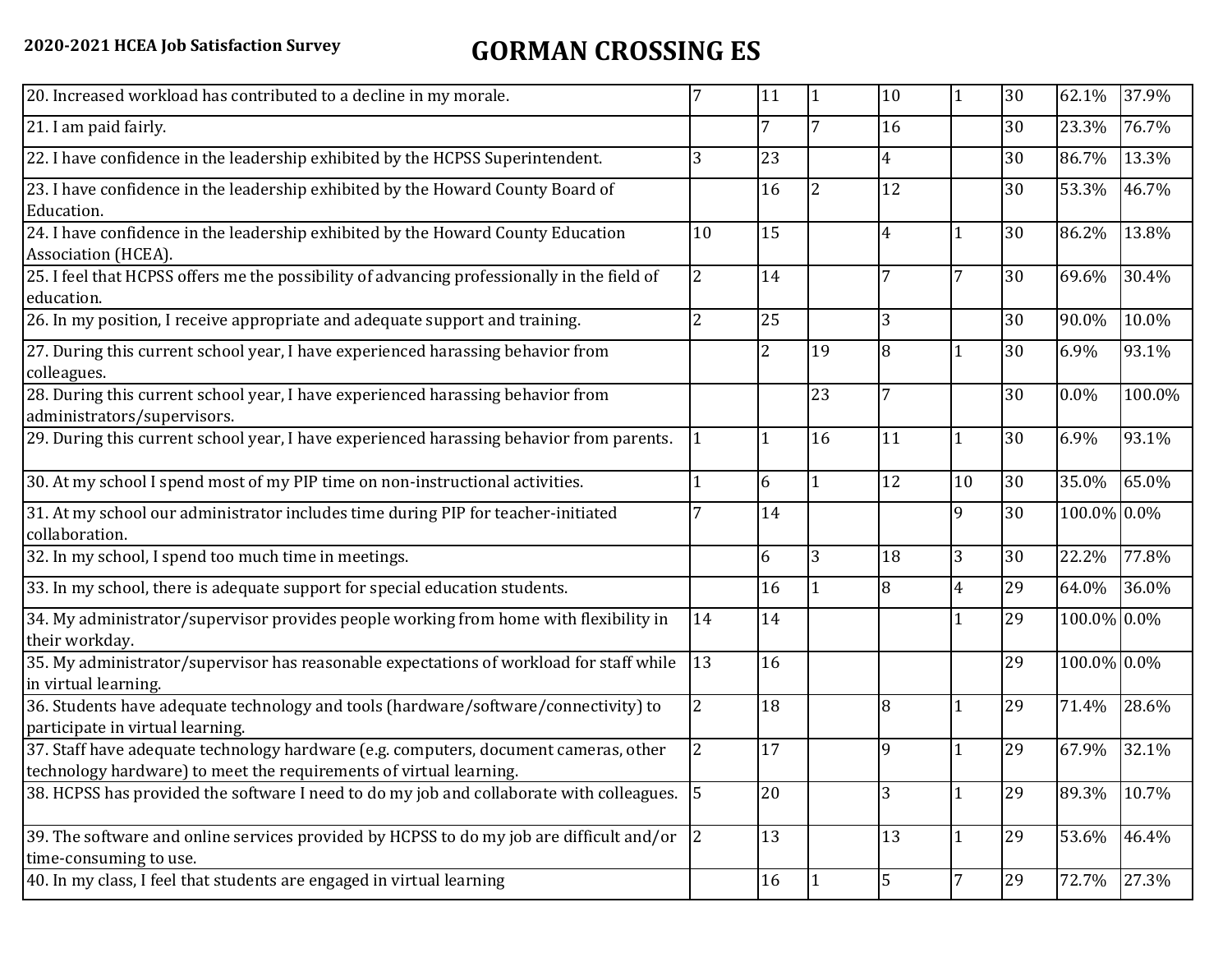| | | | | | | | |
|---|---|---|---|---|---|---|---|
| 20. Increased workload has contributed to a decline in my morale. | 7 | 11 | 1 | 10 | 1 | 30 | 62.1% | 37.9% |
| 21. I am paid fairly. | | 7 | 7 | 16 | | 30 | 23.3% | 76.7% |
| 22. I have confidence in the leadership exhibited by the HCPSS Superintendent. | 3 | 23 | | 4 | | 30 | 86.7% | 13.3% |
| 23. I have confidence in the leadership exhibited by the Howard County Board of Education. | | 16 | 2 | 12 | | 30 | 53.3% | 46.7% |
| 24. I have confidence in the leadership exhibited by the Howard County Education Association (HCEA). | 10 | 15 | | 4 | 1 | 30 | 86.2% | 13.8% |
| 25. I feel that HCPSS offers me the possibility of advancing professionally in the field of education. | 2 | 14 | | 7 | 7 | 30 | 69.6% | 30.4% |
| 26. In my position, I receive appropriate and adequate support and training. | 2 | 25 | | 3 | | 30 | 90.0% | 10.0% |
| 27. During this current school year, I have experienced harassing behavior from colleagues. | | 2 | 19 | 8 | 1 | 30 | 6.9% | 93.1% |
| 28. During this current school year, I have experienced harassing behavior from administrators/supervisors. | | | 23 | 7 | | 30 | 0.0% | 100.0% |
| 29. During this current school year, I have experienced harassing behavior from parents. | 1 | 1 | 16 | 11 | 1 | 30 | 6.9% | 93.1% |
| 30. At my school I spend most of my PIP time on non-instructional activities. | 1 | 6 | 1 | 12 | 10 | 30 | 35.0% | 65.0% |
| 31. At my school our administrator includes time during PIP for teacher-initiated collaboration. | 7 | 14 | | | 9 | 30 | 100.0% | 0.0% |
| 32. In my school, I spend too much time in meetings. | | 6 | 3 | 18 | 3 | 30 | 22.2% | 77.8% |
| 33. In my school, there is adequate support for special education students. | | 16 | 1 | 8 | 4 | 29 | 64.0% | 36.0% |
| 34. My administrator/supervisor provides people working from home with flexibility in their workday. | 14 | 14 | | | 1 | 29 | 100.0% | 0.0% |
| 35. My administrator/supervisor has reasonable expectations of workload for staff while in virtual learning. | 13 | 16 | | | | 29 | 100.0% | 0.0% |
| 36. Students have adequate technology and tools (hardware/software/connectivity) to participate in virtual learning. | 2 | 18 | | 8 | 1 | 29 | 71.4% | 28.6% |
| 37. Staff have adequate technology hardware (e.g. computers, document cameras, other technology hardware) to meet the requirements of virtual learning. | 2 | 17 | | 9 | 1 | 29 | 67.9% | 32.1% |
| 38. HCPSS has provided the software I need to do my job and collaborate with colleagues. | 5 | 20 | | 3 | 1 | 29 | 89.3% | 10.7% |
| 39. The software and online services provided by HCPSS to do my job are difficult and/or time-consuming to use. | 2 | 13 | | 13 | 1 | 29 | 53.6% | 46.4% |
| 40. In my class, I feel that students are engaged in virtual learning | | 16 | 1 | 5 | 7 | 29 | 72.7% | 27.3% |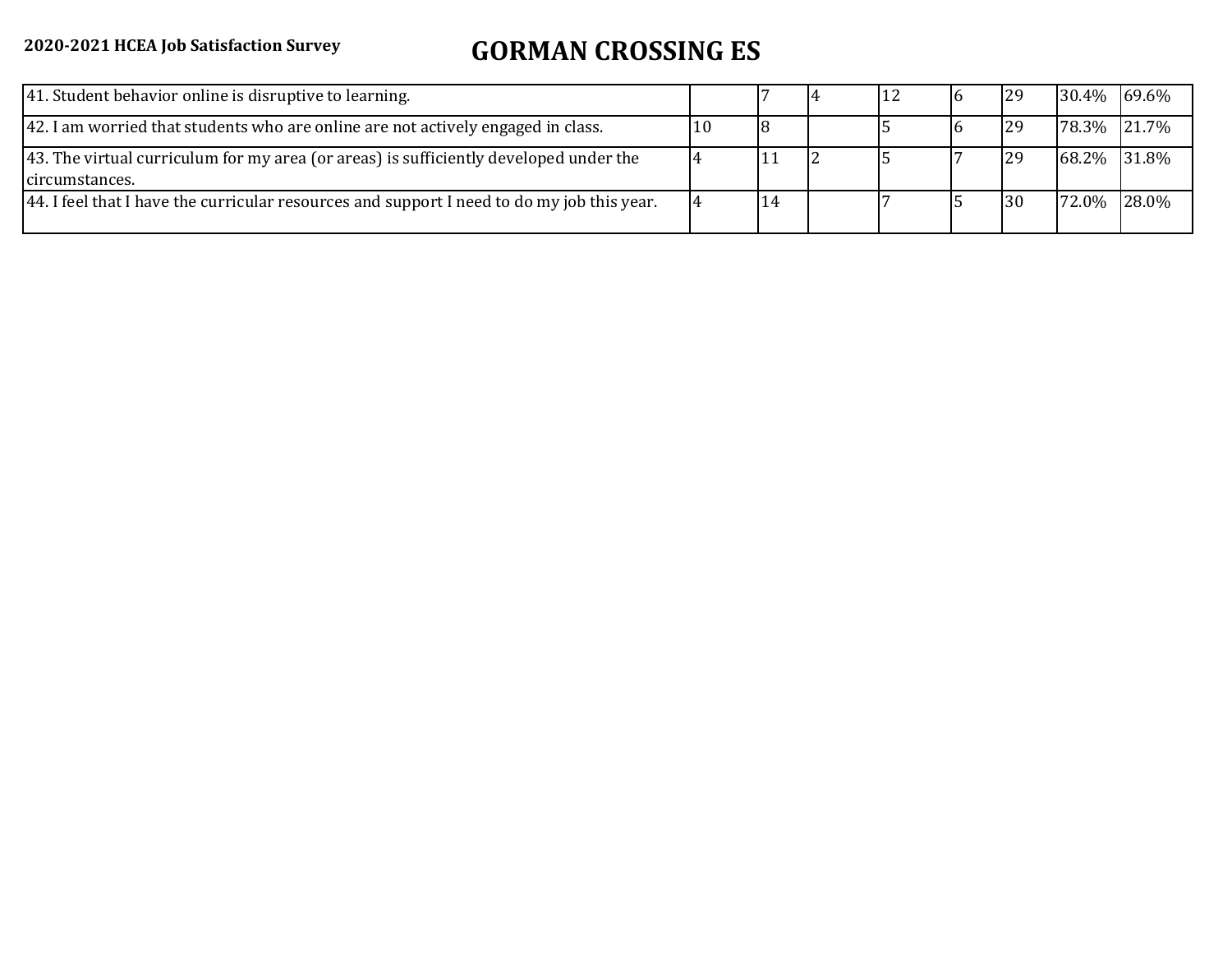2020-2021 HCEA Job Satisfaction Survey

# GORMAN CROSSING ES

| | | | | | | | | |
|---|---|---|---|---|---|---|---|---|
| 41. Student behavior online is disruptive to learning. | | 7 | 4 | 12 | 6 | 29 | 30.4% | 69.6% |
| 42. I am worried that students who are online are not actively engaged in class. | 10 | 8 | | 5 | 6 | 29 | 78.3% | 21.7% |
| 43. The virtual curriculum for my area (or areas) is sufficiently developed under the circumstances. | 4 | 11 | 2 | 5 | 7 | 29 | 68.2% | 31.8% |
| 44. I feel that I have the curricular resources and support I need to do my job this year. | 4 | 14 | | 7 | 5 | 30 | 72.0% | 28.0% |